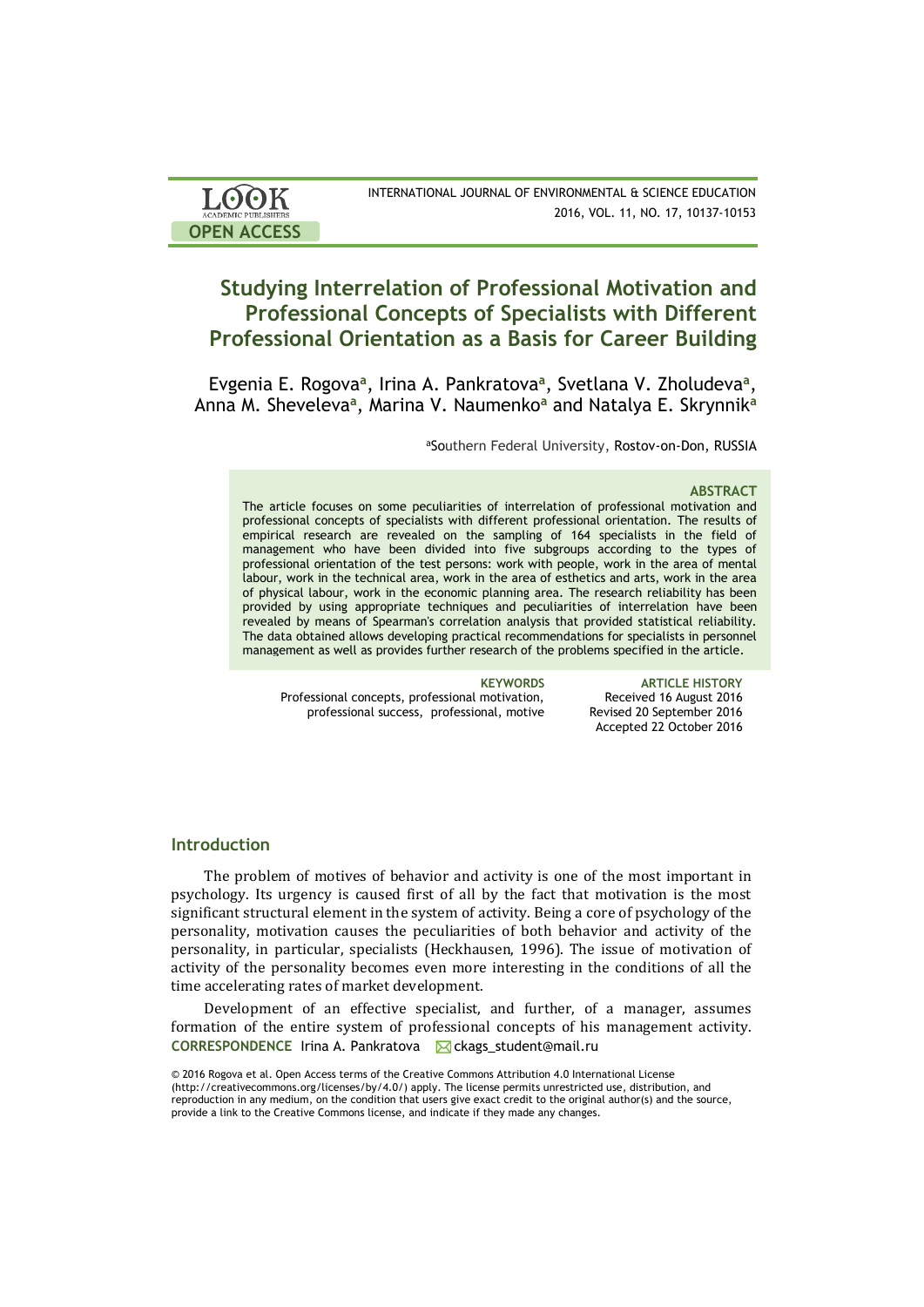# Studying Interrelation of Professional Motivation and Professional Concepts of Specialists with Different Professional Orientation as a Basis for Career Building

Evgenia E. Rogova[a], Irina A. Pankratova[a], Svetlana V. Zholudeva[a], Anna M. Sheveleva[a], Marina V. Naumenko[a] and Natalya E. Skrynnik[a]

[a]Southern Federal University, Rostov-on-Don, RUSSIA

### ABSTRACT

The article focuses on some peculiarities of interrelation of professional motivation and professional concepts of specialists with different professional orientation. The results of empirical research are revealed on the sampling of 164 specialists in the field of management who have been divided into five subgroups according to the types of professional orientation of the test persons: work with people, work in the area of mental labour, work in the technical area, work in the area of esthetics and arts, work in the area of physical labour, work in the economic planning area. The research reliability has been provided by using appropriate techniques and peculiarities of interrelation have been revealed by means of Spearman's correlation analysis that provided statistical reliability. The data obtained allows developing practical recommendations for specialists in personnel management as well as provides further research of the problems specified in the article.

**KEYWORDS**
Professional concepts, professional motivation, professional success, professional, motive

**ARTICLE HISTORY**
Received 16 August 2016
Revised 20 September 2016
Accepted 22 October 2016

## Introduction

The problem of motives of behavior and activity is one of the most important in psychology. Its urgency is caused first of all by the fact that motivation is the most significant structural element in the system of activity. Being a core of psychology of the personality, motivation causes the peculiarities of both behavior and activity of the personality, in particular, specialists (Heckhausen, 1996). The issue of motivation of activity of the personality becomes even more interesting in the conditions of all the time accelerating rates of market development.

Development of an effective specialist, and further, of a manager, assumes formation of the entire system of professional concepts of his management activity.

**CORRESPONDENCE** Irina A. Pankratova ckags_student@mail.ru

© 2016 Rogova et al. Open Access terms of the Creative Commons Attribution 4.0 International License (http://creativecommons.org/licenses/by/4.0/) apply. The license permits unrestricted use, distribution, and reproduction in any medium, on the condition that users give exact credit to the original author(s) and the source, provide a link to the Creative Commons license, and indicate if they made any changes.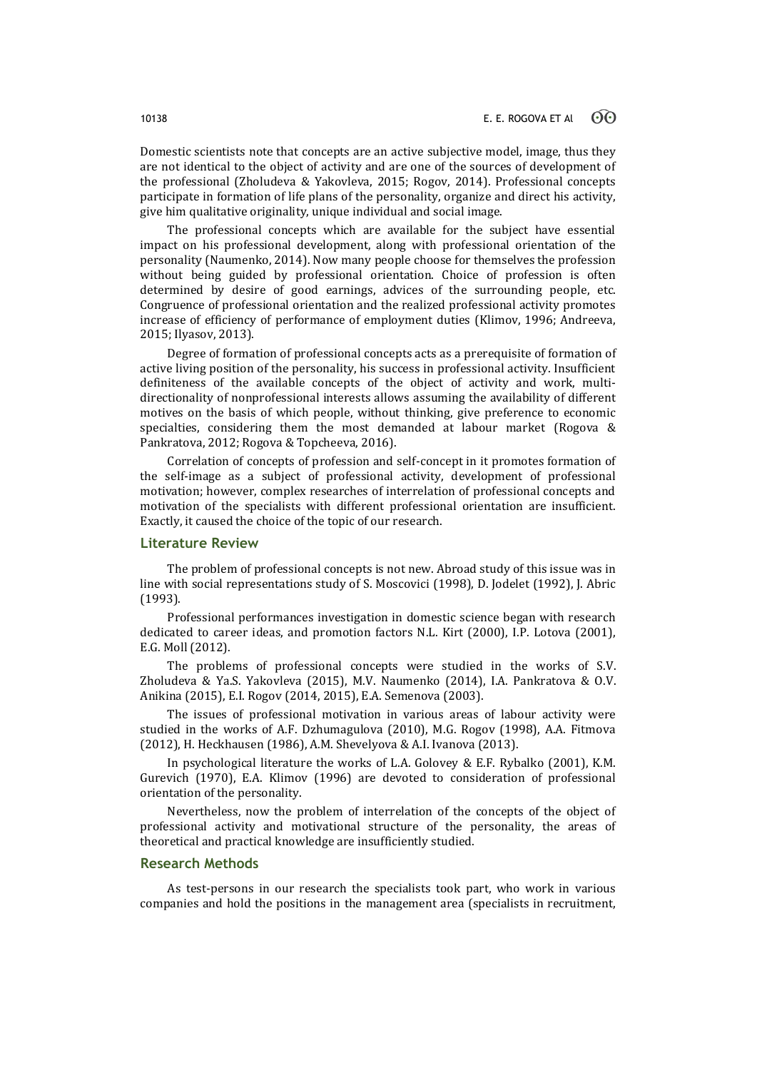Domestic scientists note that concepts are an active subjective model, image, thus they are not identical to the object of activity and are one of the sources of development of the professional (Zholudeva & Yakovleva, 2015; Rogov, 2014). Professional concepts participate in formation of life plans of the personality, organize and direct his activity, give him qualitative originality, unique individual and social image.

The professional concepts which are available for the subject have essential impact on his professional development, along with professional orientation of the personality (Naumenko, 2014). Now many people choose for themselves the profession without being guided by professional orientation. Choice of profession is often determined by desire of good earnings, advices of the surrounding people, etc. Congruence of professional orientation and the realized professional activity promotes increase of efficiency of performance of employment duties (Klimov, 1996; Andreeva, 2015; Ilyasov, 2013).

Degree of formation of professional concepts acts as a prerequisite of formation of active living position of the personality, his success in professional activity. Insufficient definiteness of the available concepts of the object of activity and work, multi-directionality of nonprofessional interests allows assuming the availability of different motives on the basis of which people, without thinking, give preference to economic specialties, considering them the most demanded at labour market (Rogova & Pankratova, 2012; Rogova & Topcheeva, 2016).

Correlation of concepts of profession and self-concept in it promotes formation of the self-image as a subject of professional activity, development of professional motivation; however, complex researches of interrelation of professional concepts and motivation of the specialists with different professional orientation are insufficient. Exactly, it caused the choice of the topic of our research.

## Literature Review

The problem of professional concepts is not new. Abroad study of this issue was in line with social representations study of S. Moscovici (1998), D. Jodelet (1992), J. Abric (1993).

Professional performances investigation in domestic science began with research dedicated to career ideas, and promotion factors N.L. Kirt (2000), I.P. Lotova (2001), E.G. Moll (2012).

The problems of professional concepts were studied in the works of S.V. Zholudeva & Ya.S. Yakovleva (2015), M.V. Naumenko (2014), I.A. Pankratova & O.V. Anikina (2015), E.I. Rogov (2014, 2015), E.A. Semenova (2003).

The issues of professional motivation in various areas of labour activity were studied in the works of A.F. Dzhumagulova (2010), M.G. Rogov (1998), A.A. Fitmova (2012), H. Heckhausen (1986), A.M. Shevelyova & A.I. Ivanova (2013).

In psychological literature the works of L.A. Golovey & E.F. Rybalko (2001), K.M. Gurevich (1970), E.A. Klimov (1996) are devoted to consideration of professional orientation of the personality.

Nevertheless, now the problem of interrelation of the concepts of the object of professional activity and motivational structure of the personality, the areas of theoretical and practical knowledge are insufficiently studied.

## Research Methods

As test-persons in our research the specialists took part, who work in various companies and hold the positions in the management area (specialists in recruitment,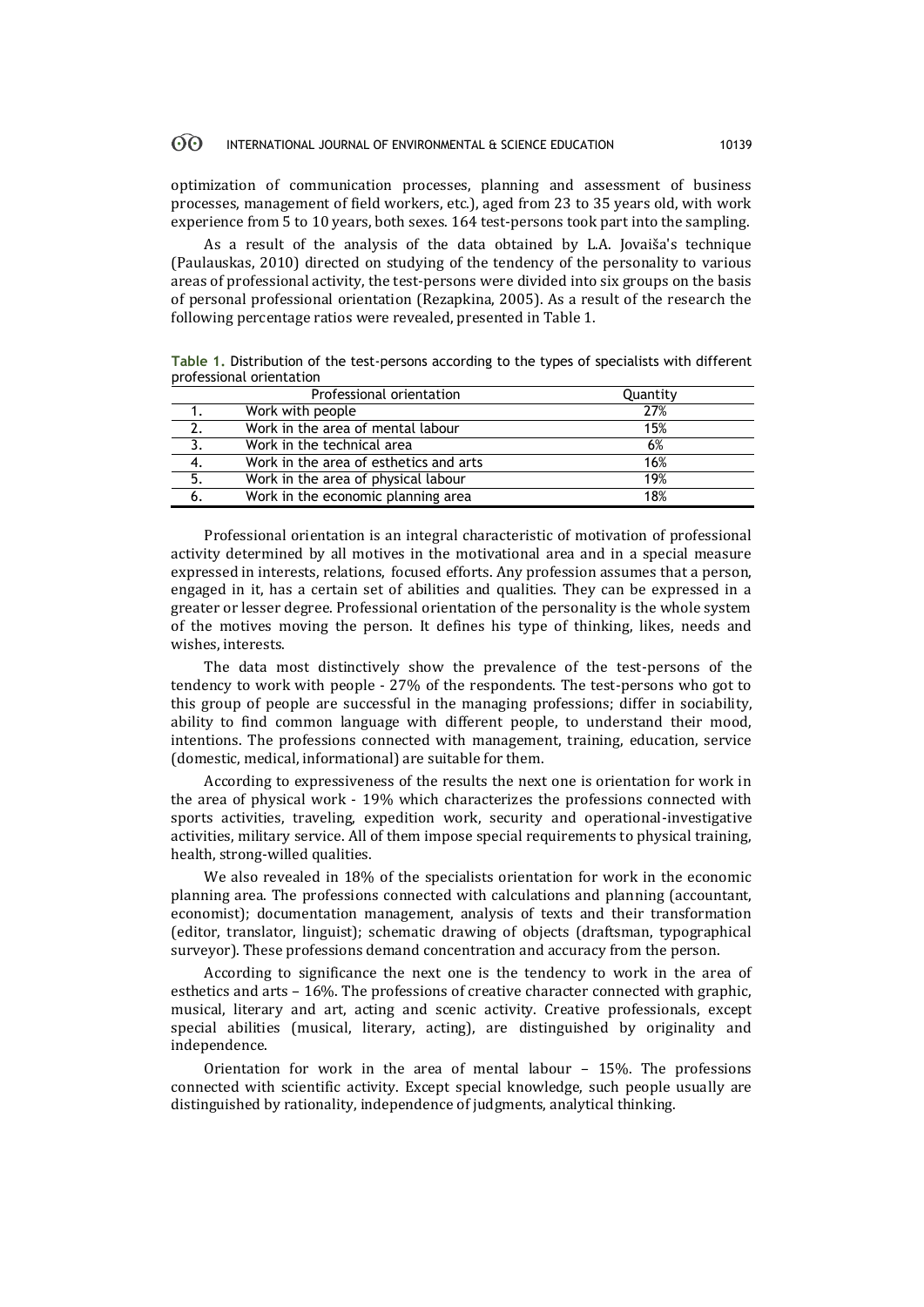optimization of communication processes, planning and assessment of business processes, management of field workers, etc.), aged from 23 to 35 years old, with work experience from 5 to 10 years, both sexes. 164 test-persons took part into the sampling.

As a result of the analysis of the data obtained by L.A. Jovaiša's technique (Paulauskas, 2010) directed on studying of the tendency of the personality to various areas of professional activity, the test-persons were divided into six groups on the basis of personal professional orientation (Rezapkina, 2005). As a result of the research the following percentage ratios were revealed, presented in Table 1.

**Table 1.** Distribution of the test-persons according to the types of specialists with different professional orientation

| | Professional orientation | Quantity |
|---|---|---|
| 1. | Work with people | 27% |
| 2. | Work in the area of mental labour | 15% |
| 3. | Work in the technical area | 6% |
| 4. | Work in the area of esthetics and arts | 16% |
| 5. | Work in the area of physical labour | 19% |
| 6. | Work in the economic planning area | 18% |

Professional orientation is an integral characteristic of motivation of professional activity determined by all motives in the motivational area and in a special measure expressed in interests, relations, focused efforts. Any profession assumes that a person, engaged in it, has a certain set of abilities and qualities. They can be expressed in a greater or lesser degree. Professional orientation of the personality is the whole system of the motives moving the person. It defines his type of thinking, likes, needs and wishes, interests.

The data most distinctively show the prevalence of the test-persons of the tendency to work with people - 27% of the respondents. The test-persons who got to this group of people are successful in the managing professions; differ in sociability, ability to find common language with different people, to understand their mood, intentions. The professions connected with management, training, education, service (domestic, medical, informational) are suitable for them.

According to expressiveness of the results the next one is orientation for work in the area of physical work - 19% which characterizes the professions connected with sports activities, traveling, expedition work, security and operational-investigative activities, military service. All of them impose special requirements to physical training, health, strong-willed qualities.

We also revealed in 18% of the specialists orientation for work in the economic planning area. The professions connected with calculations and planning (accountant, economist); documentation management, analysis of texts and their transformation (editor, translator, linguist); schematic drawing of objects (draftsman, typographical surveyor). These professions demand concentration and accuracy from the person.

According to significance the next one is the tendency to work in the area of esthetics and arts – 16%. The professions of creative character connected with graphic, musical, literary and art, acting and scenic activity. Creative professionals, except special abilities (musical, literary, acting), are distinguished by originality and independence.

Orientation for work in the area of mental labour – 15%. The professions connected with scientific activity. Except special knowledge, such people usually are distinguished by rationality, independence of judgments, analytical thinking.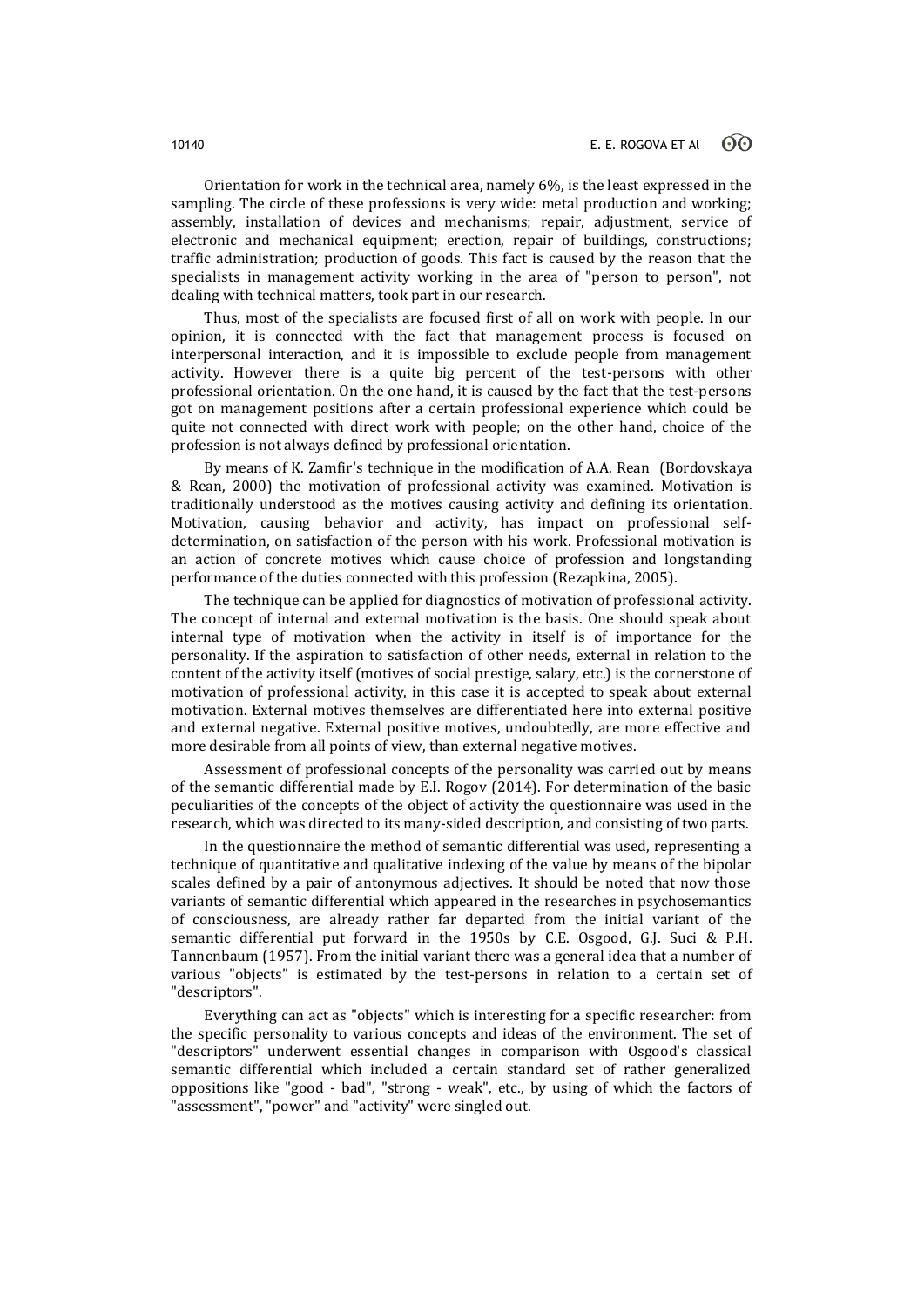Orientation for work in the technical area, namely 6%, is the least expressed in the sampling. The circle of these professions is very wide: metal production and working; assembly, installation of devices and mechanisms; repair, adjustment, service of electronic and mechanical equipment; erection, repair of buildings, constructions; traffic administration; production of goods. This fact is caused by the reason that the specialists in management activity working in the area of "person to person", not dealing with technical matters, took part in our research.

Thus, most of the specialists are focused first of all on work with people. In our opinion, it is connected with the fact that management process is focused on interpersonal interaction, and it is impossible to exclude people from management activity. However there is a quite big percent of the test-persons with other professional orientation. On the one hand, it is caused by the fact that the test-persons got on management positions after a certain professional experience which could be quite not connected with direct work with people; on the other hand, choice of the profession is not always defined by professional orientation.

By means of K. Zamfir's technique in the modification of A.A. Rean (Bordovskaya & Rean, 2000) the motivation of professional activity was examined. Motivation is traditionally understood as the motives causing activity and defining its orientation. Motivation, causing behavior and activity, has impact on professional self-determination, on satisfaction of the person with his work. Professional motivation is an action of concrete motives which cause choice of profession and longstanding performance of the duties connected with this profession (Rezapkina, 2005).

The technique can be applied for diagnostics of motivation of professional activity. The concept of internal and external motivation is the basis. One should speak about internal type of motivation when the activity in itself is of importance for the personality. If the aspiration to satisfaction of other needs, external in relation to the content of the activity itself (motives of social prestige, salary, etc.) is the cornerstone of motivation of professional activity, in this case it is accepted to speak about external motivation. External motives themselves are differentiated here into external positive and external negative. External positive motives, undoubtedly, are more effective and more desirable from all points of view, than external negative motives.

Assessment of professional concepts of the personality was carried out by means of the semantic differential made by E.I. Rogov (2014). For determination of the basic peculiarities of the concepts of the object of activity the questionnaire was used in the research, which was directed to its many-sided description, and consisting of two parts.

In the questionnaire the method of semantic differential was used, representing a technique of quantitative and qualitative indexing of the value by means of the bipolar scales defined by a pair of antonymous adjectives. It should be noted that now those variants of semantic differential which appeared in the researches in psychosemantics of consciousness, are already rather far departed from the initial variant of the semantic differential put forward in the 1950s by C.E. Osgood, G.J. Suci & P.H. Tannenbaum (1957). From the initial variant there was a general idea that a number of various "objects" is estimated by the test-persons in relation to a certain set of "descriptors".

Everything can act as "objects" which is interesting for a specific researcher: from the specific personality to various concepts and ideas of the environment. The set of "descriptors" underwent essential changes in comparison with Osgood's classical semantic differential which included a certain standard set of rather generalized oppositions like "good - bad", "strong - weak", etc., by using of which the factors of "assessment", "power" and "activity" were singled out.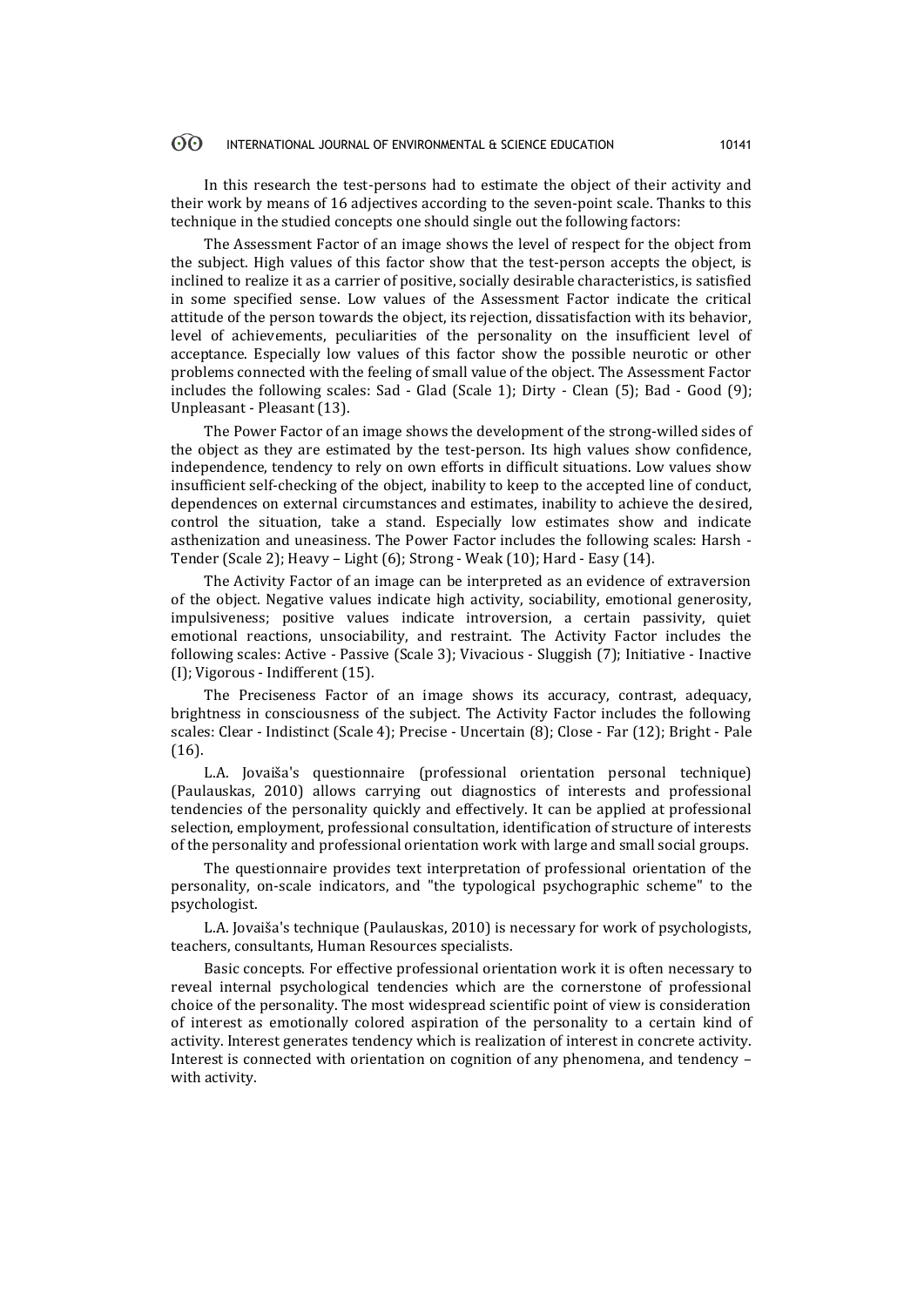In this research the test-persons had to estimate the object of their activity and their work by means of 16 adjectives according to the seven-point scale. Thanks to this technique in the studied concepts one should single out the following factors:

The Assessment Factor of an image shows the level of respect for the object from the subject. High values of this factor show that the test-person accepts the object, is inclined to realize it as a carrier of positive, socially desirable characteristics, is satisfied in some specified sense. Low values of the Assessment Factor indicate the critical attitude of the person towards the object, its rejection, dissatisfaction with its behavior, level of achievements, peculiarities of the personality on the insufficient level of acceptance. Especially low values of this factor show the possible neurotic or other problems connected with the feeling of small value of the object. The Assessment Factor includes the following scales: Sad - Glad (Scale 1); Dirty - Clean (5); Bad - Good (9); Unpleasant - Pleasant (13).

The Power Factor of an image shows the development of the strong-willed sides of the object as they are estimated by the test-person. Its high values show confidence, independence, tendency to rely on own efforts in difficult situations. Low values show insufficient self-checking of the object, inability to keep to the accepted line of conduct, dependences on external circumstances and estimates, inability to achieve the desired, control the situation, take a stand. Especially low estimates show and indicate asthenization and uneasiness. The Power Factor includes the following scales: Harsh - Tender (Scale 2); Heavy – Light (6); Strong - Weak (10); Hard - Easy (14).

The Activity Factor of an image can be interpreted as an evidence of extraversion of the object. Negative values indicate high activity, sociability, emotional generosity, impulsiveness; positive values indicate introversion, a certain passivity, quiet emotional reactions, unsociability, and restraint. The Activity Factor includes the following scales: Active - Passive (Scale 3); Vivacious - Sluggish (7); Initiative - Inactive (I); Vigorous - Indifferent (15).

The Preciseness Factor of an image shows its accuracy, contrast, adequacy, brightness in consciousness of the subject. The Activity Factor includes the following scales: Clear - Indistinct (Scale 4); Precise - Uncertain (8); Close - Far (12); Bright - Pale (16).

L.A. Jovaiša's questionnaire (professional orientation personal technique) (Paulauskas, 2010) allows carrying out diagnostics of interests and professional tendencies of the personality quickly and effectively. It can be applied at professional selection, employment, professional consultation, identification of structure of interests of the personality and professional orientation work with large and small social groups.

The questionnaire provides text interpretation of professional orientation of the personality, on-scale indicators, and "the typological psychographic scheme" to the psychologist.

L.A. Jovaiša's technique (Paulauskas, 2010) is necessary for work of psychologists, teachers, consultants, Human Resources specialists.

Basic concepts. For effective professional orientation work it is often necessary to reveal internal psychological tendencies which are the cornerstone of professional choice of the personality. The most widespread scientific point of view is consideration of interest as emotionally colored aspiration of the personality to a certain kind of activity. Interest generates tendency which is realization of interest in concrete activity. Interest is connected with orientation on cognition of any phenomena, and tendency – with activity.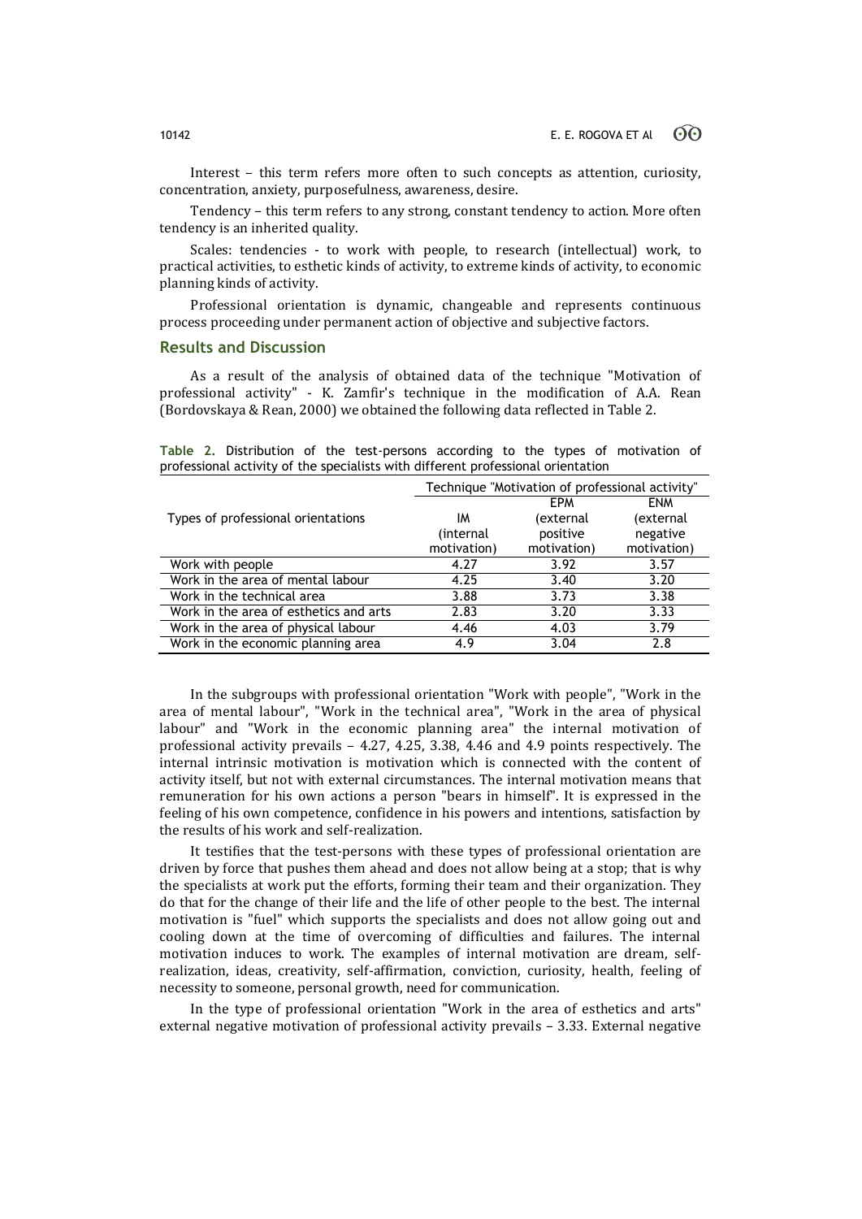Interest – this term refers more often to such concepts as attention, curiosity, concentration, anxiety, purposefulness, awareness, desire.

Tendency – this term refers to any strong, constant tendency to action. More often tendency is an inherited quality.

Scales: tendencies - to work with people, to research (intellectual) work, to practical activities, to esthetic kinds of activity, to extreme kinds of activity, to economic planning kinds of activity.

Professional orientation is dynamic, changeable and represents continuous process proceeding under permanent action of objective and subjective factors.

## Results and Discussion

As a result of the analysis of obtained data of the technique "Motivation of professional activity" - K. Zamfir's technique in the modification of A.A. Rean (Bordovskaya & Rean, 2000) we obtained the following data reflected in Table 2.

**Table 2.** Distribution of the test-persons according to the types of motivation of professional activity of the specialists with different professional orientation

| Types of professional orientations | Technique "Motivation of professional activity" | | |
|---|---|---|---|
| | IM (internal motivation) | EPM (external positive motivation) | ENM (external negative motivation) |
| Work with people | 4.27 | 3.92 | 3.57 |
| Work in the area of mental labour | 4.25 | 3.40 | 3.20 |
| Work in the technical area | 3.88 | 3.73 | 3.38 |
| Work in the area of esthetics and arts | 2.83 | 3.20 | 3.33 |
| Work in the area of physical labour | 4.46 | 4.03 | 3.79 |
| Work in the economic planning area | 4.9 | 3.04 | 2.8 |

In the subgroups with professional orientation "Work with people", "Work in the area of mental labour", "Work in the technical area", "Work in the area of physical labour" and "Work in the economic planning area" the internal motivation of professional activity prevails – 4.27, 4.25, 3.38, 4.46 and 4.9 points respectively. The internal intrinsic motivation is motivation which is connected with the content of activity itself, but not with external circumstances. The internal motivation means that remuneration for his own actions a person "bears in himself". It is expressed in the feeling of his own competence, confidence in his powers and intentions, satisfaction by the results of his work and self-realization.

It testifies that the test-persons with these types of professional orientation are driven by force that pushes them ahead and does not allow being at a stop; that is why the specialists at work put the efforts, forming their team and their organization. They do that for the change of their life and the life of other people to the best. The internal motivation is "fuel" which supports the specialists and does not allow going out and cooling down at the time of overcoming of difficulties and failures. The internal motivation induces to work. The examples of internal motivation are dream, self-realization, ideas, creativity, self-affirmation, conviction, curiosity, health, feeling of necessity to someone, personal growth, need for communication.

In the type of professional orientation "Work in the area of esthetics and arts" external negative motivation of professional activity prevails – 3.33. External negative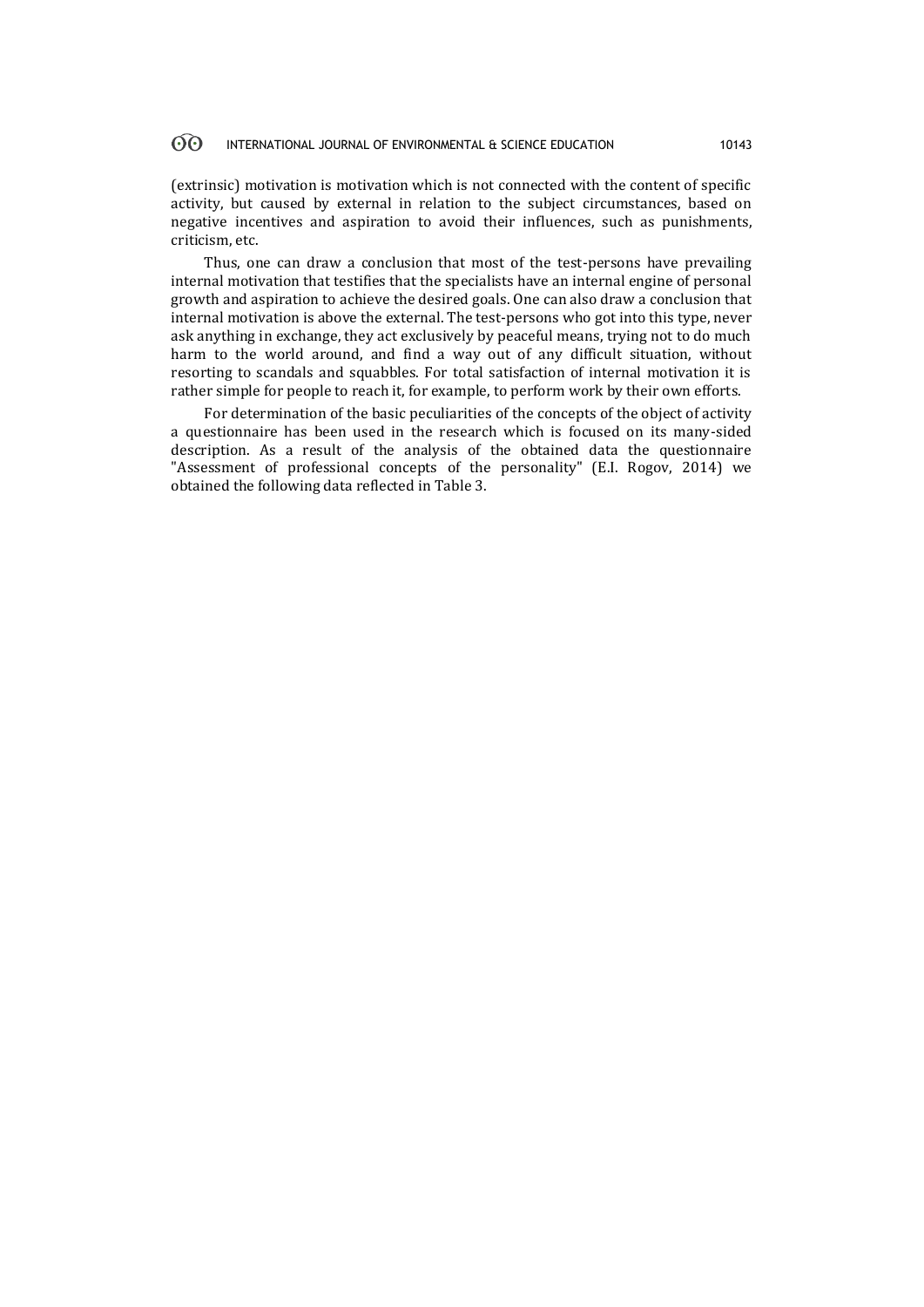(extrinsic) motivation is motivation which is not connected with the content of specific activity, but caused by external in relation to the subject circumstances, based on negative incentives and aspiration to avoid their influences, such as punishments, criticism, etc.

Thus, one can draw a conclusion that most of the test-persons have prevailing internal motivation that testifies that the specialists have an internal engine of personal growth and aspiration to achieve the desired goals. One can also draw a conclusion that internal motivation is above the external. The test-persons who got into this type, never ask anything in exchange, they act exclusively by peaceful means, trying not to do much harm to the world around, and find a way out of any difficult situation, without resorting to scandals and squabbles. For total satisfaction of internal motivation it is rather simple for people to reach it, for example, to perform work by their own efforts.

For determination of the basic peculiarities of the concepts of the object of activity a questionnaire has been used in the research which is focused on its many-sided description. As a result of the analysis of the obtained data the questionnaire "Assessment of professional concepts of the personality" (E.I. Rogov, 2014) we obtained the following data reflected in Table 3.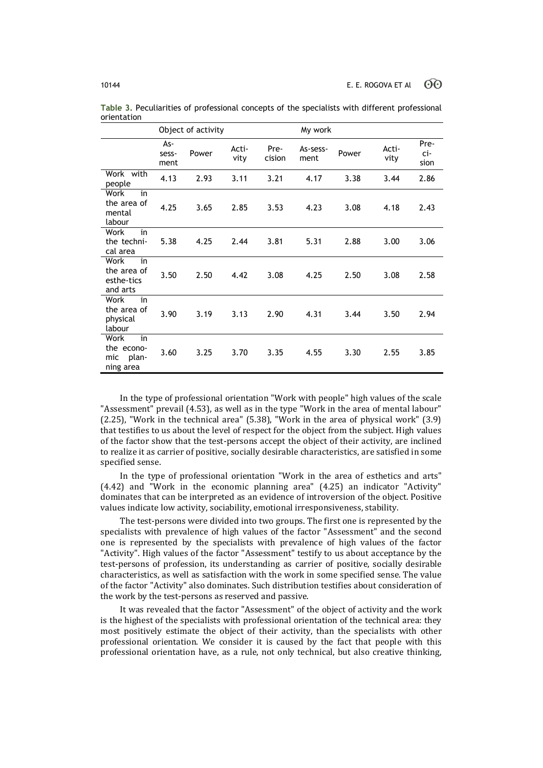**Table 3.** Peculiarities of professional concepts of the specialists with different professional orientation

| | Object of activity | | | | My work | | | |
|---|---|---|---|---|---|---|---|---|
| | Assessment | Power | Activity | Precision | Assessment | Power | Activity | Precision |
| Work with people | 4.13 | 2.93 | 3.11 | 3.21 | 4.17 | 3.38 | 3.44 | 2.86 |
| Work in the area of mental labour | 4.25 | 3.65 | 2.85 | 3.53 | 4.23 | 3.08 | 4.18 | 2.43 |
| Work in the technical area | 5.38 | 4.25 | 2.44 | 3.81 | 5.31 | 2.88 | 3.00 | 3.06 |
| Work in the area of esthetics and arts | 3.50 | 2.50 | 4.42 | 3.08 | 4.25 | 2.50 | 3.08 | 2.58 |
| Work in the area of physical labour | 3.90 | 3.19 | 3.13 | 2.90 | 4.31 | 3.44 | 3.50 | 2.94 |
| Work in the economic planning area | 3.60 | 3.25 | 3.70 | 3.35 | 4.55 | 3.30 | 2.55 | 3.85 |

In the type of professional orientation "Work with people" high values of the scale "Assessment" prevail (4.53), as well as in the type "Work in the area of mental labour" (2.25), "Work in the technical area" (5.38), "Work in the area of physical work" (3.9) that testifies to us about the level of respect for the object from the subject. High values of the factor show that the test-persons accept the object of their activity, are inclined to realize it as carrier of positive, socially desirable characteristics, are satisfied in some specified sense.

In the type of professional orientation "Work in the area of esthetics and arts" (4.42) and "Work in the economic planning area" (4.25) an indicator "Activity" dominates that can be interpreted as an evidence of introversion of the object. Positive values indicate low activity, sociability, emotional irresponsiveness, stability.

The test-persons were divided into two groups. The first one is represented by the specialists with prevalence of high values of the factor "Assessment" and the second one is represented by the specialists with prevalence of high values of the factor "Activity". High values of the factor "Assessment" testify to us about acceptance by the test-persons of profession, its understanding as carrier of positive, socially desirable characteristics, as well as satisfaction with the work in some specified sense. The value of the factor "Activity" also dominates. Such distribution testifies about consideration of the work by the test-persons as reserved and passive.

It was revealed that the factor "Assessment" of the object of activity and the work is the highest of the specialists with professional orientation of the technical area: they most positively estimate the object of their activity, than the specialists with other professional orientation. We consider it is caused by the fact that people with this professional orientation have, as a rule, not only technical, but also creative thinking,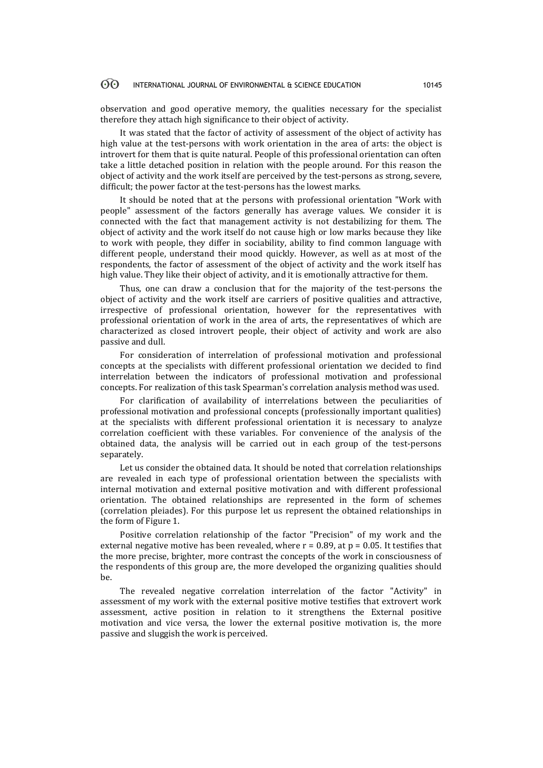observation and good operative memory, the qualities necessary for the specialist therefore they attach high significance to their object of activity.

It was stated that the factor of activity of assessment of the object of activity has high value at the test-persons with work orientation in the area of arts: the object is introvert for them that is quite natural. People of this professional orientation can often take a little detached position in relation with the people around. For this reason the object of activity and the work itself are perceived by the test-persons as strong, severe, difficult; the power factor at the test-persons has the lowest marks.

It should be noted that at the persons with professional orientation "Work with people" assessment of the factors generally has average values. We consider it is connected with the fact that management activity is not destabilizing for them. The object of activity and the work itself do not cause high or low marks because they like to work with people, they differ in sociability, ability to find common language with different people, understand their mood quickly. However, as well as at most of the respondents, the factor of assessment of the object of activity and the work itself has high value. They like their object of activity, and it is emotionally attractive for them.

Thus, one can draw a conclusion that for the majority of the test-persons the object of activity and the work itself are carriers of positive qualities and attractive, irrespective of professional orientation, however for the representatives with professional orientation of work in the area of arts, the representatives of which are characterized as closed introvert people, their object of activity and work are also passive and dull.

For consideration of interrelation of professional motivation and professional concepts at the specialists with different professional orientation we decided to find interrelation between the indicators of professional motivation and professional concepts. For realization of this task Spearman's correlation analysis method was used.

For clarification of availability of interrelations between the peculiarities of professional motivation and professional concepts (professionally important qualities) at the specialists with different professional orientation it is necessary to analyze correlation coefficient with these variables. For convenience of the analysis of the obtained data, the analysis will be carried out in each group of the test-persons separately.

Let us consider the obtained data. It should be noted that correlation relationships are revealed in each type of professional orientation between the specialists with internal motivation and external positive motivation and with different professional orientation. The obtained relationships are represented in the form of schemes (correlation pleiades). For this purpose let us represent the obtained relationships in the form of Figure 1.

Positive correlation relationship of the factor "Precision" of my work and the external negative motive has been revealed, where $r = 0.89$, at $p = 0.05$. It testifies that the more precise, brighter, more contrast the concepts of the work in consciousness of the respondents of this group are, the more developed the organizing qualities should be.

The revealed negative correlation interrelation of the factor "Activity" in assessment of my work with the external positive motive testifies that extrovert work assessment, active position in relation to it strengthens the External positive motivation and vice versa, the lower the external positive motivation is, the more passive and sluggish the work is perceived.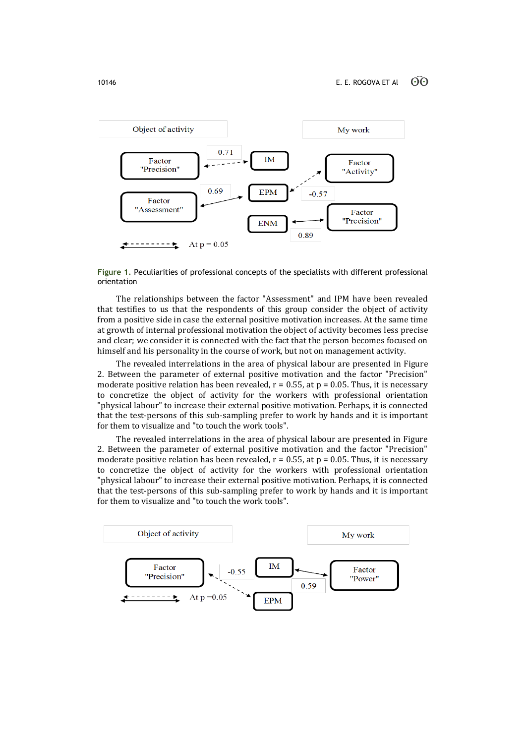Object of activity

My work

Factor "Precision" — -0.71 — IM

Factor "Activity" — -0.57 — EPM

Factor "Assessment" — 0.69 — EPM

Factor "Precision" — 0.89 — ENM

At p = 0.05

**Figure 1.** Peculiarities of professional concepts of the specialists with different professional orientation

The relationships between the factor "Assessment" and IPM have been revealed that testifies to us that the respondents of this group consider the object of activity from a positive side in case the external positive motivation increases. At the same time at growth of internal professional motivation the object of activity becomes less precise and clear; we consider it is connected with the fact that the person becomes focused on himself and his personality in the course of work, but not on management activity.

The revealed interrelations in the area of physical labour are presented in Figure 2. Between the parameter of external positive motivation and the factor "Precision" moderate positive relation has been revealed, r = 0.55, at p = 0.05. Thus, it is necessary to concretize the object of activity for the workers with professional orientation "physical labour" to increase their external positive motivation. Perhaps, it is connected that the test-persons of this sub-sampling prefer to work by hands and it is important for them to visualize and "to touch the work tools".

The revealed interrelations in the area of physical labour are presented in Figure 2. Between the parameter of external positive motivation and the factor "Precision" moderate positive relation has been revealed, r = 0.55, at p = 0.05. Thus, it is necessary to concretize the object of activity for the workers with professional orientation "physical labour" to increase their external positive motivation. Perhaps, it is connected that the test-persons of this sub-sampling prefer to work by hands and it is important for them to visualize and "to touch the work tools".

Object of activity

My work

Factor "Precision" — -0.55 — EPM

IM — 0.59 — Factor "Power"

At p =0.05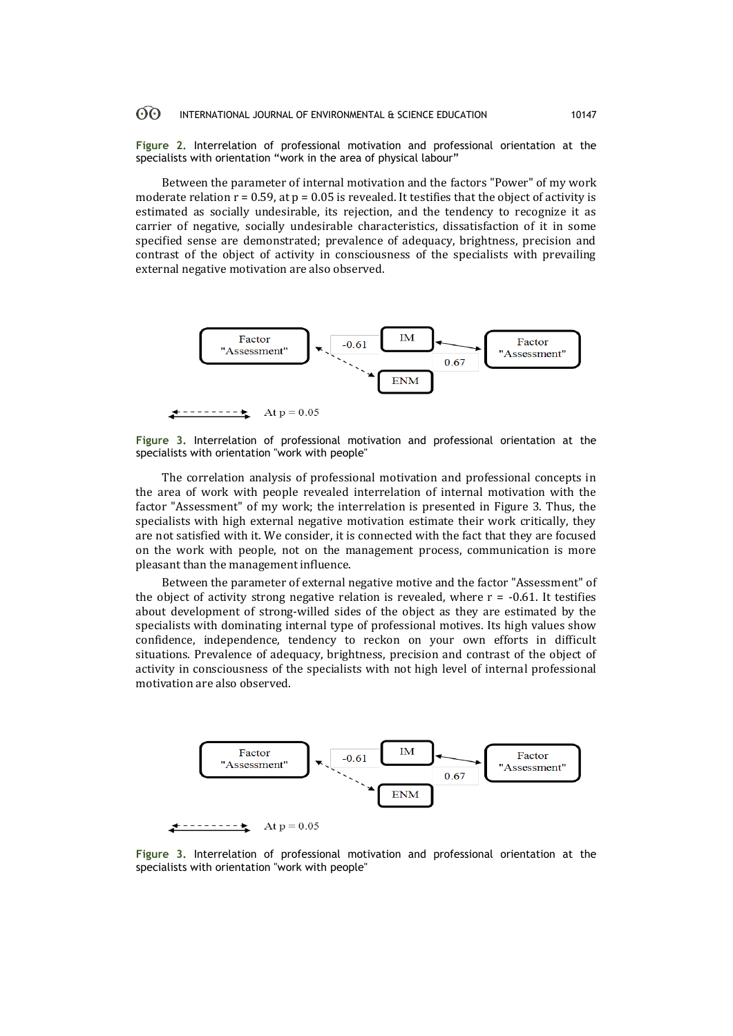**Figure 2.** Interrelation of professional motivation and professional orientation at the specialists with orientation "work in the area of physical labour"

Between the parameter of internal motivation and the factors "Power" of my work moderate relation r = 0.59, at p = 0.05 is revealed. It testifies that the object of activity is estimated as socially undesirable, its rejection, and the tendency to recognize it as carrier of negative, socially undesirable characteristics, dissatisfaction of it in some specified sense are demonstrated; prevalence of adequacy, brightness, precision and contrast of the object of activity in consciousness of the specialists with prevailing external negative motivation are also observed.

Factor "Assessment" | -0.61 | IM | ENM | 0.67 | Factor "Assessment"

At p = 0.05

**Figure 3.** Interrelation of professional motivation and professional orientation at the specialists with orientation "work with people"

The correlation analysis of professional motivation and professional concepts in the area of work with people revealed interrelation of internal motivation with the factor "Assessment" of my work; the interrelation is presented in Figure 3. Thus, the specialists with high external negative motivation estimate their work critically, they are not satisfied with it. We consider, it is connected with the fact that they are focused on the work with people, not on the management process, communication is more pleasant than the management influence.

Between the parameter of external negative motive and the factor "Assessment" of the object of activity strong negative relation is revealed, where r = -0.61. It testifies about development of strong-willed sides of the object as they are estimated by the specialists with dominating internal type of professional motives. Its high values show confidence, independence, tendency to reckon on your own efforts in difficult situations. Prevalence of adequacy, brightness, precision and contrast of the object of activity in consciousness of the specialists with not high level of internal professional motivation are also observed.

Factor "Assessment" | -0.61 | IM | ENM | 0.67 | Factor "Assessment"

At p = 0.05

**Figure 3.** Interrelation of professional motivation and professional orientation at the specialists with orientation "work with people"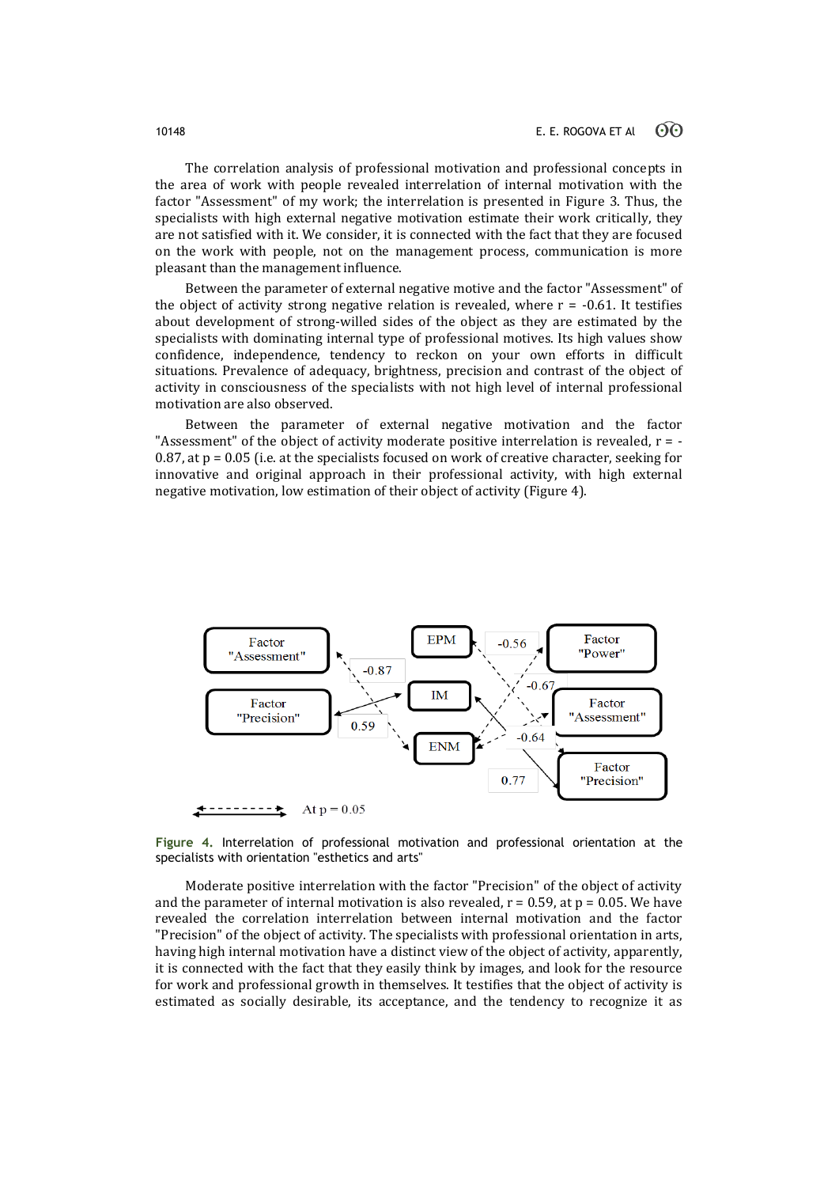The correlation analysis of professional motivation and professional concepts in the area of work with people revealed interrelation of internal motivation with the factor "Assessment" of my work; the interrelation is presented in Figure 3. Thus, the specialists with high external negative motivation estimate their work critically, they are not satisfied with it. We consider, it is connected with the fact that they are focused on the work with people, not on the management process, communication is more pleasant than the management influence.

Between the parameter of external negative motive and the factor "Assessment" of the object of activity strong negative relation is revealed, where r = -0.61. It testifies about development of strong-willed sides of the object as they are estimated by the specialists with dominating internal type of professional motives. Its high values show confidence, independence, tendency to reckon on your own efforts in difficult situations. Prevalence of adequacy, brightness, precision and contrast of the object of activity in consciousness of the specialists with not high level of internal professional motivation are also observed.

Between the parameter of external negative motivation and the factor "Assessment" of the object of activity moderate positive interrelation is revealed, r = -0.87, at p = 0.05 (i.e. at the specialists focused on work of creative character, seeking for innovative and original approach in their professional activity, with high external negative motivation, low estimation of their object of activity (Figure 4).

**Figure 4.** Interrelation of professional motivation and professional orientation at the specialists with orientation "esthetics and arts"

Moderate positive interrelation with the factor "Precision" of the object of activity and the parameter of internal motivation is also revealed, r = 0.59, at p = 0.05. We have revealed the correlation interrelation between internal motivation and the factor "Precision" of the object of activity. The specialists with professional orientation in arts, having high internal motivation have a distinct view of the object of activity, apparently, it is connected with the fact that they easily think by images, and look for the resource for work and professional growth in themselves. It testifies that the object of activity is estimated as socially desirable, its acceptance, and the tendency to recognize it as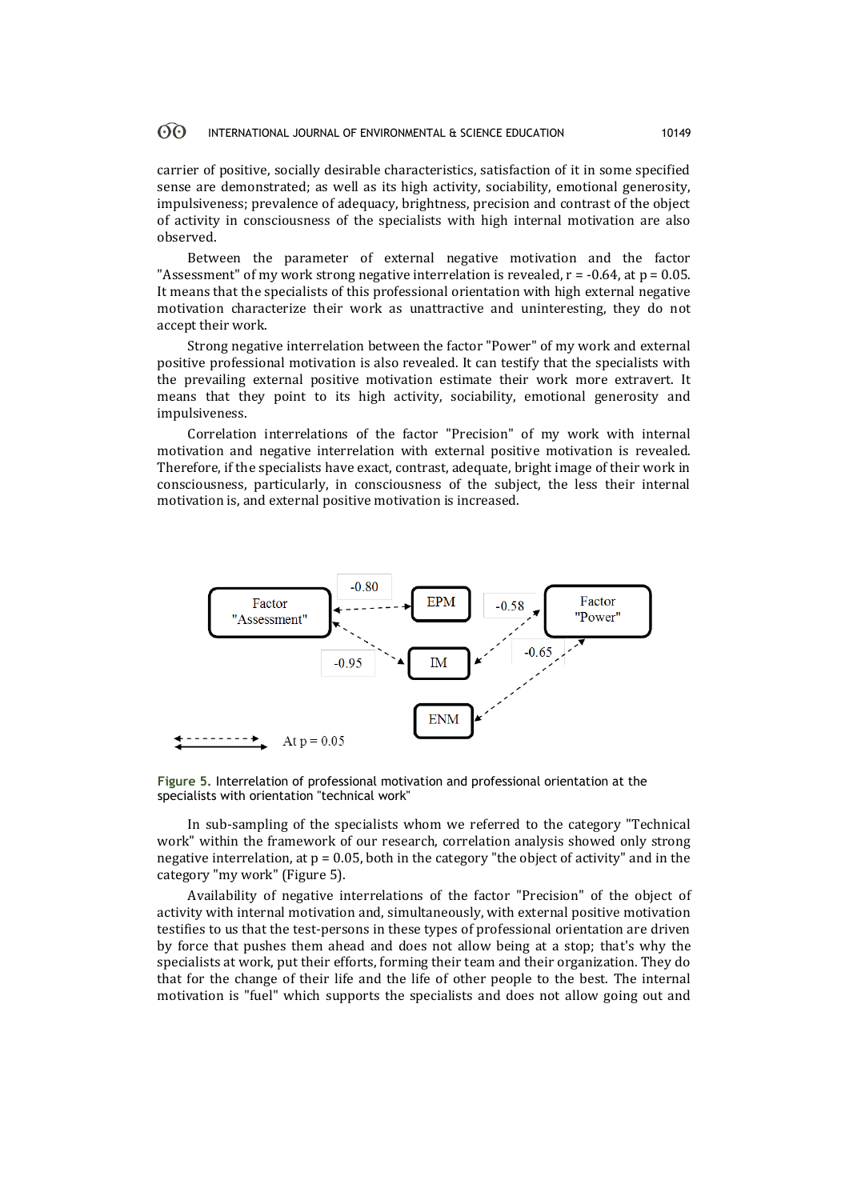carrier of positive, socially desirable characteristics, satisfaction of it in some specified sense are demonstrated; as well as its high activity, sociability, emotional generosity, impulsiveness; prevalence of adequacy, brightness, precision and contrast of the object of activity in consciousness of the specialists with high internal motivation are also observed.

Between the parameter of external negative motivation and the factor "Assessment" of my work strong negative interrelation is revealed, $r = -0.64$, at $p = 0.05$. It means that the specialists of this professional orientation with high external negative motivation characterize their work as unattractive and uninteresting, they do not accept their work.

Strong negative interrelation between the factor "Power" of my work and external positive professional motivation is also revealed. It can testify that the specialists with the prevailing external positive motivation estimate their work more extravert. It means that they point to its high activity, sociability, emotional generosity and impulsiveness.

Correlation interrelations of the factor "Precision" of my work with internal motivation and negative interrelation with external positive motivation is revealed. Therefore, if the specialists have exact, contrast, adequate, bright image of their work in consciousness, particularly, in consciousness of the subject, the less their internal motivation is, and external positive motivation is increased.

Figure 5. Interrelation of professional motivation and professional orientation at the specialists with orientation "technical work"

In sub-sampling of the specialists whom we referred to the category "Technical work" within the framework of our research, correlation analysis showed only strong negative interrelation, at $p = 0.05$, both in the category "the object of activity" and in the category "my work" (Figure 5).

Availability of negative interrelations of the factor "Precision" of the object of activity with internal motivation and, simultaneously, with external positive motivation testifies to us that the test-persons in these types of professional orientation are driven by force that pushes them ahead and does not allow being at a stop; that's why the specialists at work, put their efforts, forming their team and their organization. They do that for the change of their life and the life of other people to the best. The internal motivation is "fuel" which supports the specialists and does not allow going out and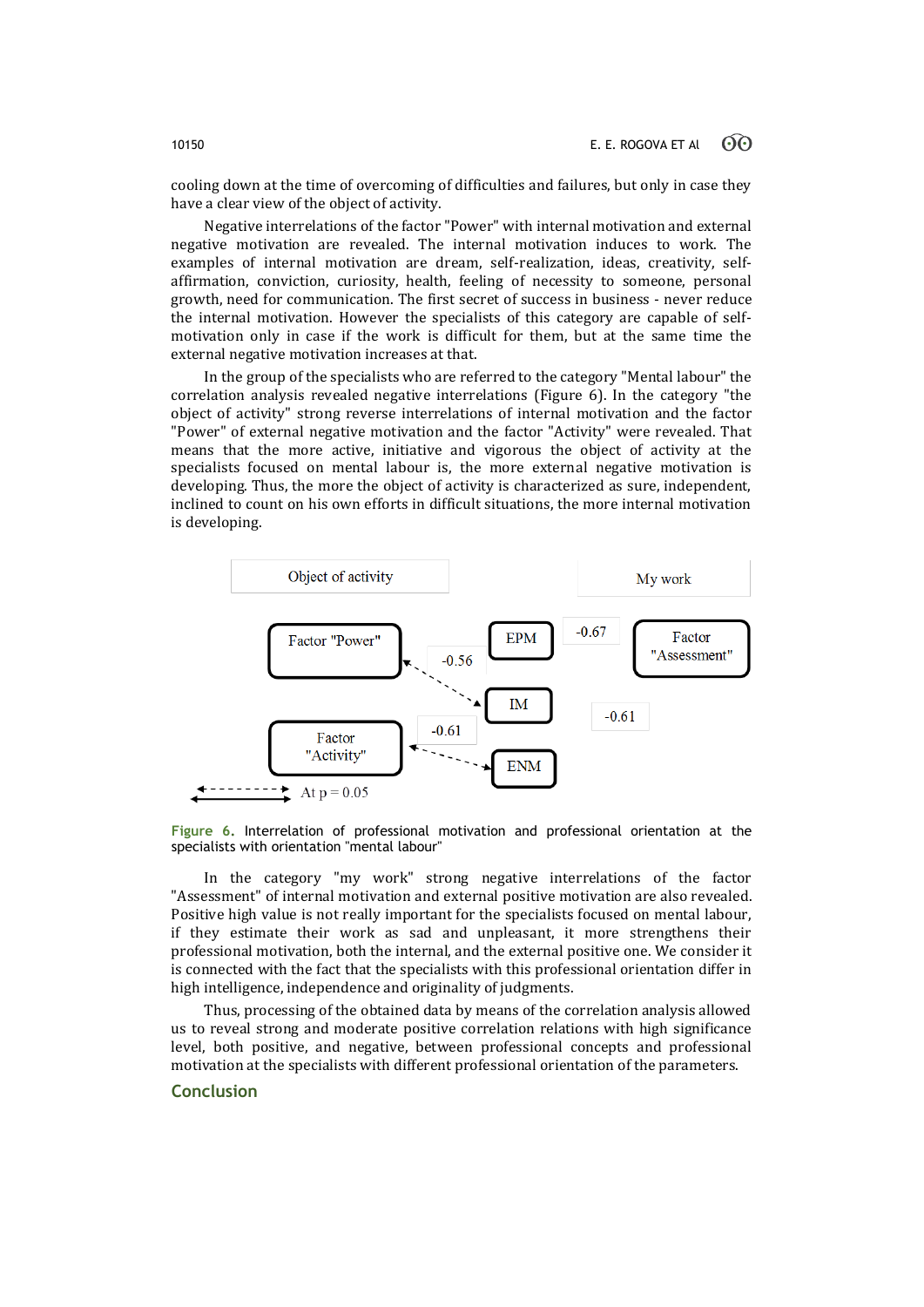cooling down at the time of overcoming of difficulties and failures, but only in case they have a clear view of the object of activity.

Negative interrelations of the factor "Power" with internal motivation and external negative motivation are revealed. The internal motivation induces to work. The examples of internal motivation are dream, self-realization, ideas, creativity, self-affirmation, conviction, curiosity, health, feeling of necessity to someone, personal growth, need for communication. The first secret of success in business - never reduce the internal motivation. However the specialists of this category are capable of self-motivation only in case if the work is difficult for them, but at the same time the external negative motivation increases at that.

In the group of the specialists who are referred to the category "Mental labour" the correlation analysis revealed negative interrelations (Figure 6). In the category "the object of activity" strong reverse interrelations of internal motivation and the factor "Power" of external negative motivation and the factor "Activity" were revealed. That means that the more active, initiative and vigorous the object of activity at the specialists focused on mental labour is, the more external negative motivation is developing. Thus, the more the object of activity is characterized as sure, independent, inclined to count on his own efforts in difficult situations, the more internal motivation is developing.

Object of activity | My work

Factor "Power" — -0.56 — IM

Factor "Activity" — -0.61 — ENM

EPM — -0.67 — Factor "Assessment"

IM — -0.61 — Factor "Assessment"

At p = 0.05

**Figure 6.** Interrelation of professional motivation and professional orientation at the specialists with orientation "mental labour"

In the category "my work" strong negative interrelations of the factor "Assessment" of internal motivation and external positive motivation are also revealed. Positive high value is not really important for the specialists focused on mental labour, if they estimate their work as sad and unpleasant, it more strengthens their professional motivation, both the internal, and the external positive one. We consider it is connected with the fact that the specialists with this professional orientation differ in high intelligence, independence and originality of judgments.

Thus, processing of the obtained data by means of the correlation analysis allowed us to reveal strong and moderate positive correlation relations with high significance level, both positive, and negative, between professional concepts and professional motivation at the specialists with different professional orientation of the parameters.

## Conclusion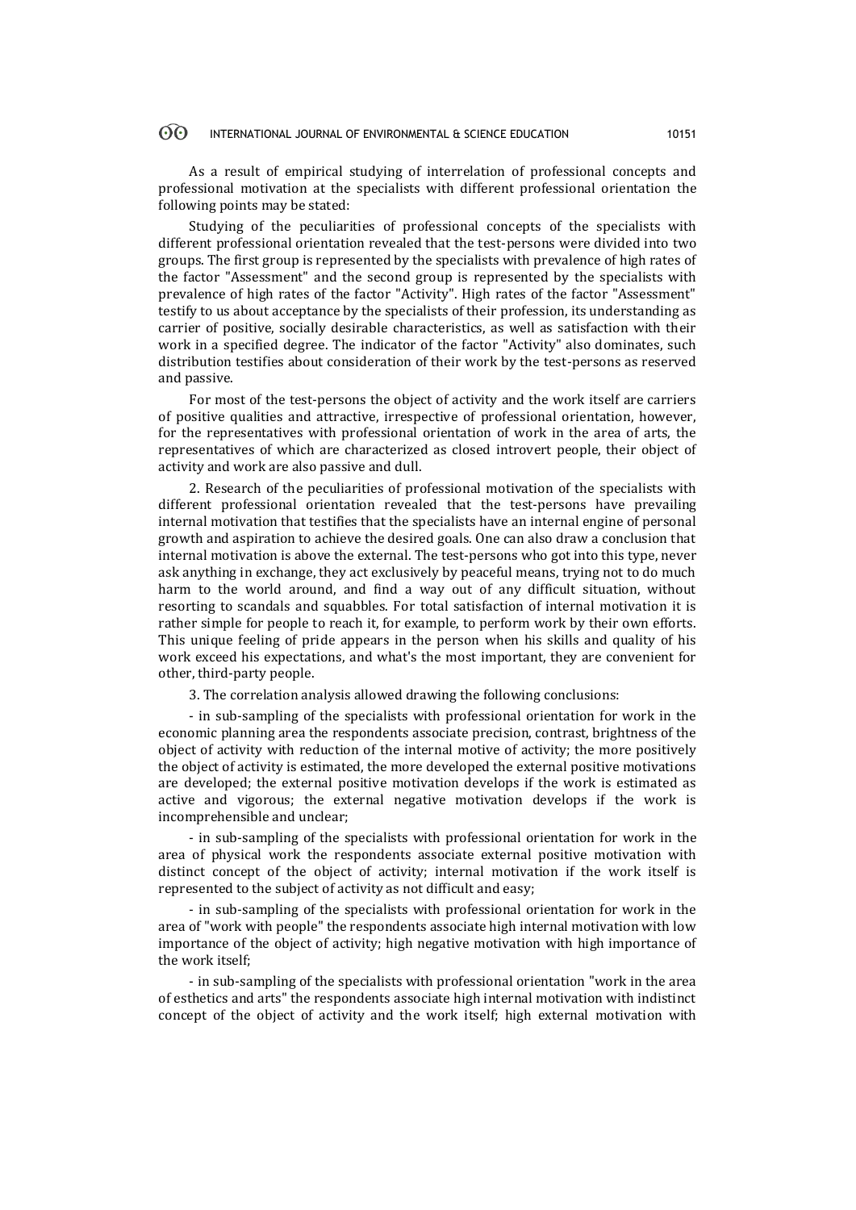As a result of empirical studying of interrelation of professional concepts and professional motivation at the specialists with different professional orientation the following points may be stated:

Studying of the peculiarities of professional concepts of the specialists with different professional orientation revealed that the test-persons were divided into two groups. The first group is represented by the specialists with prevalence of high rates of the factor "Assessment" and the second group is represented by the specialists with prevalence of high rates of the factor "Activity". High rates of the factor "Assessment" testify to us about acceptance by the specialists of their profession, its understanding as carrier of positive, socially desirable characteristics, as well as satisfaction with their work in a specified degree. The indicator of the factor "Activity" also dominates, such distribution testifies about consideration of their work by the test-persons as reserved and passive.

For most of the test-persons the object of activity and the work itself are carriers of positive qualities and attractive, irrespective of professional orientation, however, for the representatives with professional orientation of work in the area of arts, the representatives of which are characterized as closed introvert people, their object of activity and work are also passive and dull.

2. Research of the peculiarities of professional motivation of the specialists with different professional orientation revealed that the test-persons have prevailing internal motivation that testifies that the specialists have an internal engine of personal growth and aspiration to achieve the desired goals. One can also draw a conclusion that internal motivation is above the external. The test-persons who got into this type, never ask anything in exchange, they act exclusively by peaceful means, trying not to do much harm to the world around, and find a way out of any difficult situation, without resorting to scandals and squabbles. For total satisfaction of internal motivation it is rather simple for people to reach it, for example, to perform work by their own efforts. This unique feeling of pride appears in the person when his skills and quality of his work exceed his expectations, and what's the most important, they are convenient for other, third-party people.

3. The correlation analysis allowed drawing the following conclusions:

- in sub-sampling of the specialists with professional orientation for work in the economic planning area the respondents associate precision, contrast, brightness of the object of activity with reduction of the internal motive of activity; the more positively the object of activity is estimated, the more developed the external positive motivations are developed; the external positive motivation develops if the work is estimated as active and vigorous; the external negative motivation develops if the work is incomprehensible and unclear;

- in sub-sampling of the specialists with professional orientation for work in the area of physical work the respondents associate external positive motivation with distinct concept of the object of activity; internal motivation if the work itself is represented to the subject of activity as not difficult and easy;

- in sub-sampling of the specialists with professional orientation for work in the area of "work with people" the respondents associate high internal motivation with low importance of the object of activity; high negative motivation with high importance of the work itself;

- in sub-sampling of the specialists with professional orientation "work in the area of esthetics and arts" the respondents associate high internal motivation with indistinct concept of the object of activity and the work itself; high external motivation with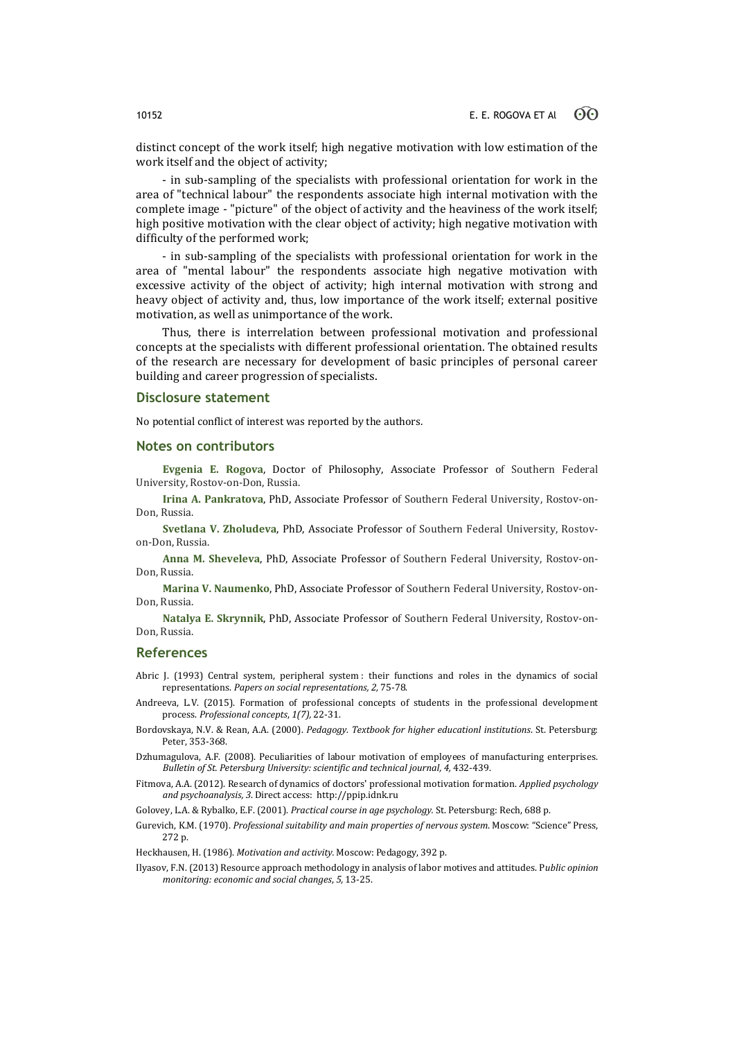distinct concept of the work itself; high negative motivation with low estimation of the work itself and the object of activity;

- in sub-sampling of the specialists with professional orientation for work in the area of "technical labour" the respondents associate high internal motivation with the complete image - "picture" of the object of activity and the heaviness of the work itself; high positive motivation with the clear object of activity; high negative motivation with difficulty of the performed work;

- in sub-sampling of the specialists with professional orientation for work in the area of "mental labour" the respondents associate high negative motivation with excessive activity of the object of activity; high internal motivation with strong and heavy object of activity and, thus, low importance of the work itself; external positive motivation, as well as unimportance of the work.

Thus, there is interrelation between professional motivation and professional concepts at the specialists with different professional orientation. The obtained results of the research are necessary for development of basic principles of personal career building and career progression of specialists.

## Disclosure statement

No potential conflict of interest was reported by the authors.

## Notes on contributors

**Evgenia E. Rogova**, Doctor of Philosophy, Associate Professor of Southern Federal University, Rostov-on-Don, Russia.

**Irina A. Pankratova**, PhD, Associate Professor of Southern Federal University, Rostov-on-Don, Russia.

**Svetlana V. Zholudeva**, PhD, Associate Professor of Southern Federal University, Rostov-on-Don, Russia.

**Anna M. Sheveleva**, PhD, Associate Professor of Southern Federal University, Rostov-on-Don, Russia.

**Marina V. Naumenko**, PhD, Associate Professor of Southern Federal University, Rostov-on-Don, Russia.

**Natalya E. Skrynnik**, PhD, Associate Professor of Southern Federal University, Rostov-on-Don, Russia.

## References

Abric J. (1993) Central system, peripheral system : their functions and roles in the dynamics of social representations. *Papers on social representations, 2,* 75-78.

Andreeva, L.V. (2015). Formation of professional concepts of students in the professional development process. *Professional concepts*, *1(7),* 22-31.

Bordovskaya, N.V. & Rean, A.A. (2000). *Pedagogy. Textbook for higher educationl institutions*. St. Petersburg: Peter, 353-368.

Dzhumagulova, A.F. (2008). Peculiarities of labour motivation of employees of manufacturing enterprises. *Bulletin of St. Petersburg University: scientific and technical journal, 4,* 432-439.

Fitmova, A.A. (2012). Research of dynamics of doctors' professional motivation formation. *Applied psychology and psychoanalysis, 3*. Direct access: http://ppip.idnk.ru

Golovey, L.A. & Rybalko, E.F. (2001). *Practical course in age psychology.* St. Petersburg: Rech, 688 p.

Gurevich, K.M. (1970). *Professional suitability and main properties of nervous system*. Moscow: "Science" Press, 272 p.

Heckhausen, H. (1986). *Motivation and activity*. Moscow: Pedagogy, 392 p.

Ilyasov, F.N. (2013) Resource approach methodology in analysis of labor motives and attitudes. P*ublic opinion monitoring: economic and social changes*, *5,* 13-25.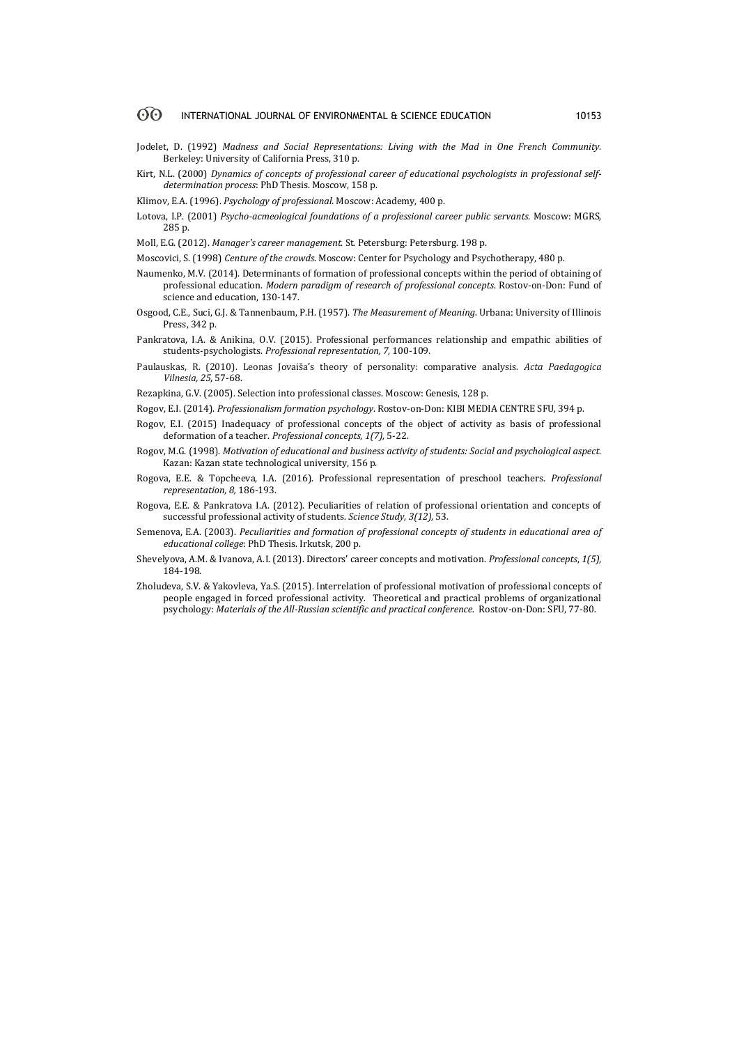Jodelet, D. (1992) *Madness and Social Representations: Living with the Mad in One French Community*. Berkeley: University of California Press, 310 p.

Kirt, N.L. (2000) *Dynamics of concepts of professional career of educational psychologists in professional self-determination process*: PhD Thesis. Moscow, 158 p.

Klimov, E.A. (1996). *Psychology of professional*. Moscow: Academy, 400 p.

Lotova, I.P. (2001) *Psycho-acmeological foundations of a professional career public servants*. Moscow: MGRS, 285 p.

Moll, E.G. (2012). *Manager's career management*. St. Petersburg: Petersburg. 198 p.

Moscovici, S. (1998) *Centure of the crowds*. Moscow: Center for Psychology and Psychotherapy, 480 p.

Naumenko, M.V. (2014). Determinants of formation of professional concepts within the period of obtaining of professional education. *Modern paradigm of research of professional concepts*. Rostov-on-Don: Fund of science and education, 130-147.

Osgood, C.E., Suci, G.J. & Tannenbaum, P.H. (1957). *The Measurement of Meaning*. Urbana: University of Illinois Press, 342 p.

Pankratova, I.A. & Anikina, O.V. (2015). Professional performances relationship and empathic abilities of students-psychologists. *Professional representation, 7,* 100-109.

Paulauskas, R. (2010). Leonas Jovaiša's theory of personality: comparative analysis. *Acta Paedagogica Vilnesia, 25*, 57-68.

Rezapkina, G.V. (2005). Selection into professional classes. Moscow: Genesis, 128 p.

Rogov, E.I. (2014). *Professionalism formation psychology*. Rostov-on-Don: KIBI MEDIA CENTRE SFU, 394 p.

Rogov, E.I. (2015) Inadequacy of professional concepts of the object of activity as basis of professional deformation of a teacher. *Professional concepts, 1(7),* 5-22.

Rogov, M.G. (1998). *Motivation of educational and business activity of students: Social and psychological aspect*. Kazan: Kazan state technological university, 156 p.

Rogova, E.E. & Topcheeva, I.A. (2016). Professional representation of preschool teachers. *Professional representation, 8,* 186-193.

Rogova, E.E. & Pankratova I.A. (2012). Peculiarities of relation of professional orientation and concepts of successful professional activity of students. *Science Study, 3(12),* 53.

Semenova, E.A. (2003). *Peculiarities and formation of professional concepts of students in educational area of educational college*: PhD Thesis. Irkutsk, 200 p.

Shevelyova, A.M. & Ivanova, A.I. (2013). Directors' career concepts and motivation. *Professional concepts, 1(5),* 184-198.

Zholudeva, S.V. & Yakovleva, Ya.S. (2015). Interrelation of professional motivation of professional concepts of people engaged in forced professional activity. Theoretical and practical problems of organizational psychology: *Materials of the All-Russian scientific and practical conference.* Rostov-on-Don: SFU, 77-80.